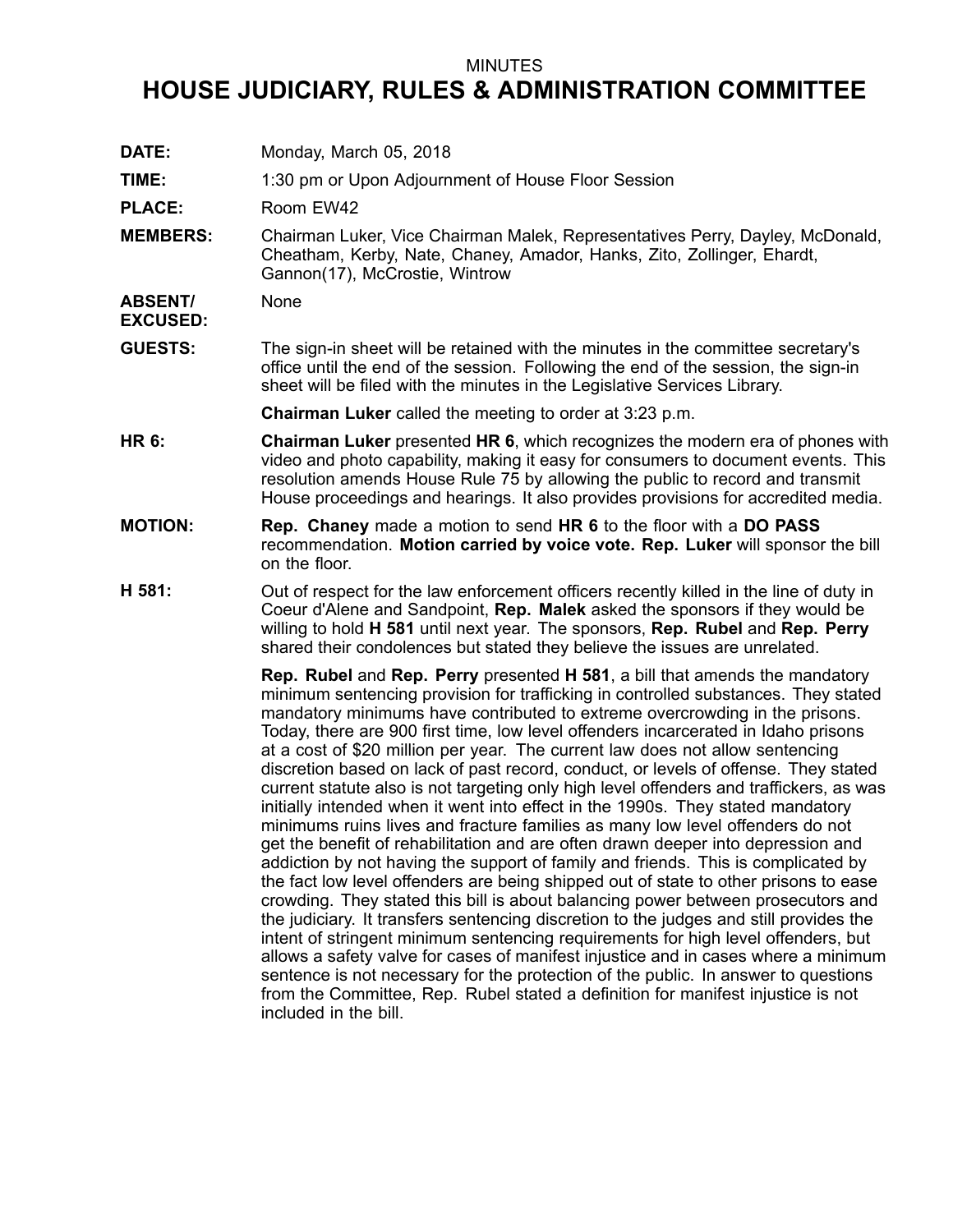MINUTES

# HOUSE JUDICIARY, RULES & ADMINISTRATION COMMITTEE

**DATE:** Monday, March 05, 2018

**TIME:** 1:30 pm or Upon Adjournment of House Floor Session

**PLACE:** Room EW42

**MEMBERS:** Chairman Luker, Vice Chairman Malek, Representatives Perry, Dayley, McDonald, Cheatham, Kerby, Nate, Chaney, Amador, Hanks, Zito, Zollinger, Ehardt, Gannon(17), McCrostie, Wintrow

**ABSENT/ EXCUSED:** None

**GUESTS:** The sign-in sheet will be retained with the minutes in the committee secretary's office until the end of the session. Following the end of the session, the sign-in sheet will be filed with the minutes in the Legislative Services Library.

**Chairman Luker** called the meeting to order at 3:23 p.m.

**HR 6:** **Chairman Luker** presented **HR 6**, which recognizes the modern era of phones with video and photo capability, making it easy for consumers to document events. This resolution amends House Rule 75 by allowing the public to record and transmit House proceedings and hearings. It also provides provisions for accredited media.

**MOTION:** **Rep. Chaney** made a motion to send **HR 6** to the floor with a **DO PASS** recommendation. **Motion carried by voice vote. Rep. Luker** will sponsor the bill on the floor.

**H 581:** Out of respect for the law enforcement officers recently killed in the line of duty in Coeur d'Alene and Sandpoint, **Rep. Malek** asked the sponsors if they would be willing to hold **H 581** until next year. The sponsors, **Rep. Rubel** and **Rep. Perry** shared their condolences but stated they believe the issues are unrelated.

**Rep. Rubel** and **Rep. Perry** presented **H 581**, a bill that amends the mandatory minimum sentencing provision for trafficking in controlled substances. They stated mandatory minimums have contributed to extreme overcrowding in the prisons. Today, there are 900 first time, low level offenders incarcerated in Idaho prisons at a cost of $20 million per year. The current law does not allow sentencing discretion based on lack of past record, conduct, or levels of offense. They stated current statute also is not targeting only high level offenders and traffickers, as was initially intended when it went into effect in the 1990s. They stated mandatory minimums ruins lives and fracture families as many low level offenders do not get the benefit of rehabilitation and are often drawn deeper into depression and addiction by not having the support of family and friends. This is complicated by the fact low level offenders are being shipped out of state to other prisons to ease crowding. They stated this bill is about balancing power between prosecutors and the judiciary. It transfers sentencing discretion to the judges and still provides the intent of stringent minimum sentencing requirements for high level offenders, but allows a safety valve for cases of manifest injustice and in cases where a minimum sentence is not necessary for the protection of the public. In answer to questions from the Committee, Rep. Rubel stated a definition for manifest injustice is not included in the bill.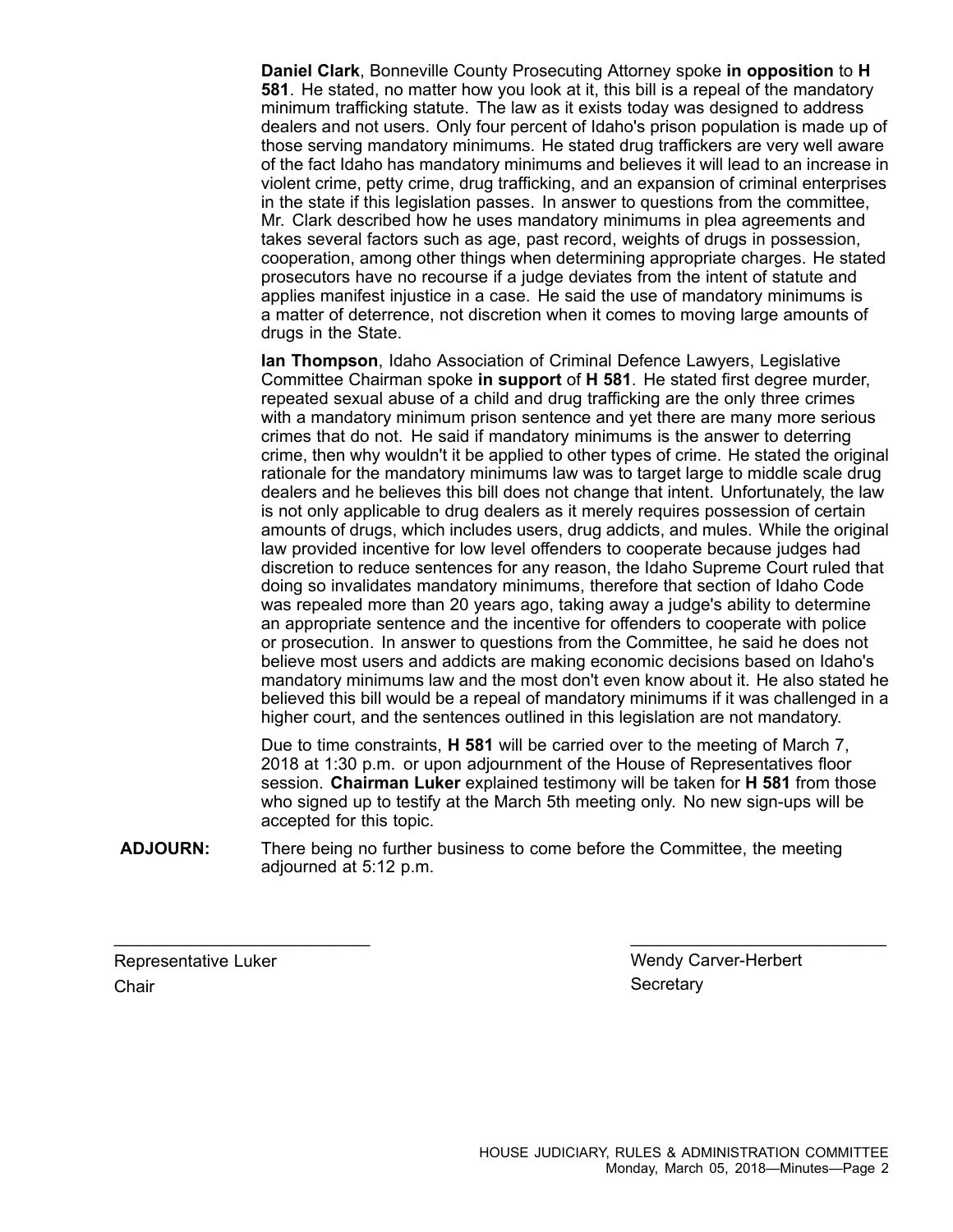**Daniel Clark**, Bonneville County Prosecuting Attorney spoke **in opposition** to **H 581**. He stated, no matter how you look at it, this bill is a repeal of the mandatory minimum trafficking statute. The law as it exists today was designed to address dealers and not users. Only four percent of Idaho's prison population is made up of those serving mandatory minimums. He stated drug traffickers are very well aware of the fact Idaho has mandatory minimums and believes it will lead to an increase in violent crime, petty crime, drug trafficking, and an expansion of criminal enterprises in the state if this legislation passes. In answer to questions from the committee, Mr. Clark described how he uses mandatory minimums in plea agreements and takes several factors such as age, past record, weights of drugs in possession, cooperation, among other things when determining appropriate charges. He stated prosecutors have no recourse if a judge deviates from the intent of statute and applies manifest injustice in a case. He said the use of mandatory minimums is a matter of deterrence, not discretion when it comes to moving large amounts of drugs in the State.

**Ian Thompson**, Idaho Association of Criminal Defence Lawyers, Legislative Committee Chairman spoke **in support** of **H 581**. He stated first degree murder, repeated sexual abuse of a child and drug trafficking are the only three crimes with a mandatory minimum prison sentence and yet there are many more serious crimes that do not. He said if mandatory minimums is the answer to deterring crime, then why wouldn't it be applied to other types of crime. He stated the original rationale for the mandatory minimums law was to target large to middle scale drug dealers and he believes this bill does not change that intent. Unfortunately, the law is not only applicable to drug dealers as it merely requires possession of certain amounts of drugs, which includes users, drug addicts, and mules. While the original law provided incentive for low level offenders to cooperate because judges had discretion to reduce sentences for any reason, the Idaho Supreme Court ruled that doing so invalidates mandatory minimums, therefore that section of Idaho Code was repealed more than 20 years ago, taking away a judge's ability to determine an appropriate sentence and the incentive for offenders to cooperate with police or prosecution. In answer to questions from the Committee, he said he does not believe most users and addicts are making economic decisions based on Idaho's mandatory minimums law and the most don't even know about it. He also stated he believed this bill would be a repeal of mandatory minimums if it was challenged in a higher court, and the sentences outlined in this legislation are not mandatory.

Due to time constraints, **H 581** will be carried over to the meeting of March 7, 2018 at 1:30 p.m. or upon adjournment of the House of Representatives floor session. **Chairman Luker** explained testimony will be taken for **H 581** from those who signed up to testify at the March 5th meeting only. No new sign-ups will be accepted for this topic.

**ADJOURN:** There being no further business to come before the Committee, the meeting adjourned at 5:12 p.m.

___________________________
Representative Luker
Chair

___________________________
Wendy Carver-Herbert
Secretary